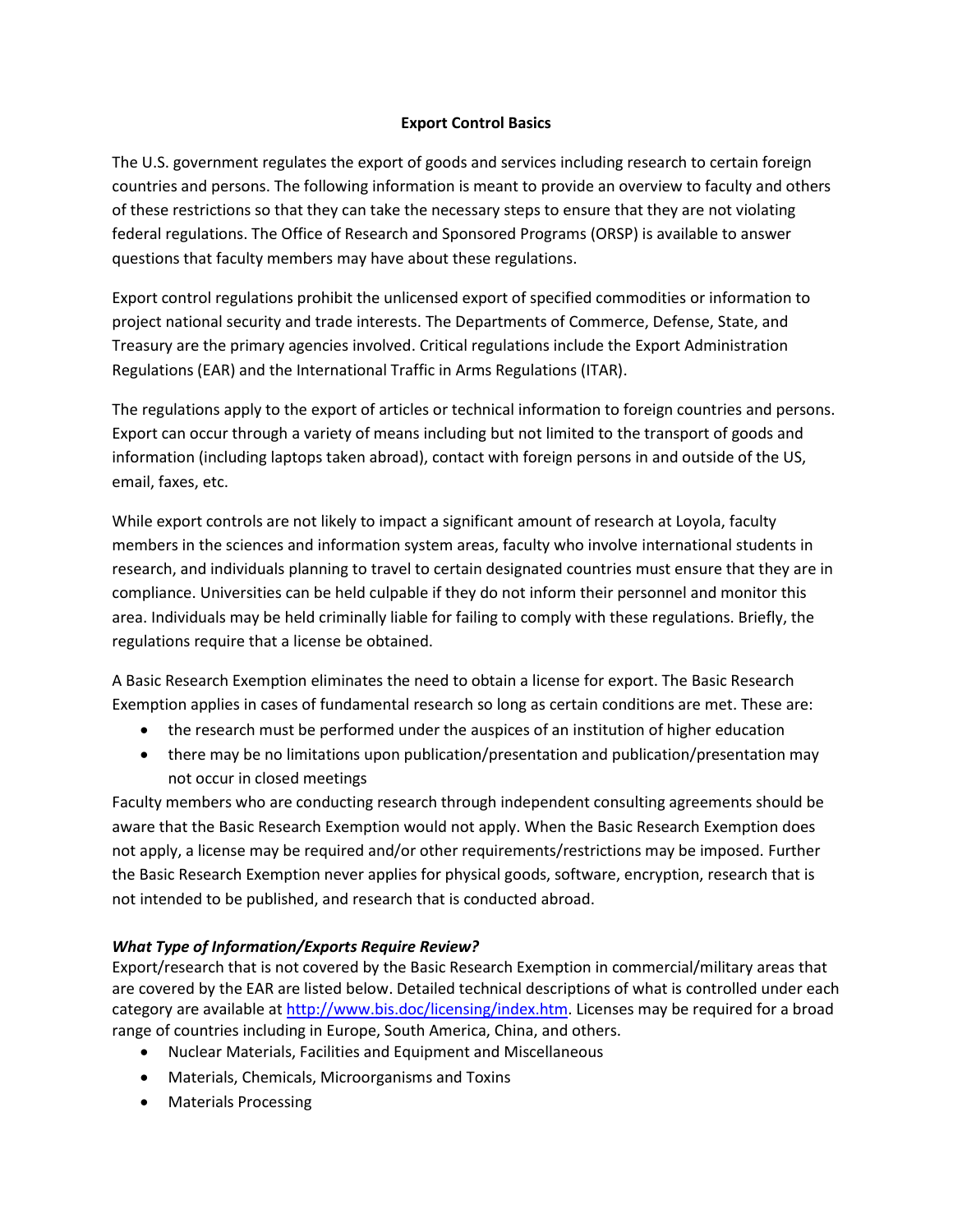# Export Control Basics

The U.S. government regulates the export of goods and services including research to certain foreign countries and persons. The following information is meant to provide an overview to faculty and others of these restrictions so that they can take the necessary steps to ensure that they are not violating federal regulations. The Office of Research and Sponsored Programs (ORSP) is available to answer questions that faculty members may have about these regulations.

Export control regulations prohibit the unlicensed export of specified commodities or information to project national security and trade interests. The Departments of Commerce, Defense, State, and Treasury are the primary agencies involved. Critical regulations include the Export Administration Regulations (EAR) and the International Traffic in Arms Regulations (ITAR).

The regulations apply to the export of articles or technical information to foreign countries and persons. Export can occur through a variety of means including but not limited to the transport of goods and information (including laptops taken abroad), contact with foreign persons in and outside of the US, email, faxes, etc.

While export controls are not likely to impact a significant amount of research at Loyola, faculty members in the sciences and information system areas, faculty who involve international students in research, and individuals planning to travel to certain designated countries must ensure that they are in compliance. Universities can be held culpable if they do not inform their personnel and monitor this area. Individuals may be held criminally liable for failing to comply with these regulations. Briefly, the regulations require that a license be obtained.

A Basic Research Exemption eliminates the need to obtain a license for export. The Basic Research Exemption applies in cases of fundamental research so long as certain conditions are met. These are:

- the research must be performed under the auspices of an institution of higher education
- there may be no limitations upon publication/presentation and publication/presentation may not occur in closed meetings

Faculty members who are conducting research through independent consulting agreements should be aware that the Basic Research Exemption would not apply. When the Basic Research Exemption does not apply, a license may be required and/or other requirements/restrictions may be imposed. Further the Basic Research Exemption never applies for physical goods, software, encryption, research that is not intended to be published, and research that is conducted abroad.

***What Type of Information/Exports Require Review?***

Export/research that is not covered by the Basic Research Exemption in commercial/military areas that are covered by the EAR are listed below. Detailed technical descriptions of what is controlled under each category are available at [http://www.bis.doc/licensing/index.htm](http://www.bis.doc/licensing/index.htm). Licenses may be required for a broad range of countries including in Europe, South America, China, and others.

- Nuclear Materials, Facilities and Equipment and Miscellaneous
- Materials, Chemicals, Microorganisms and Toxins
- Materials Processing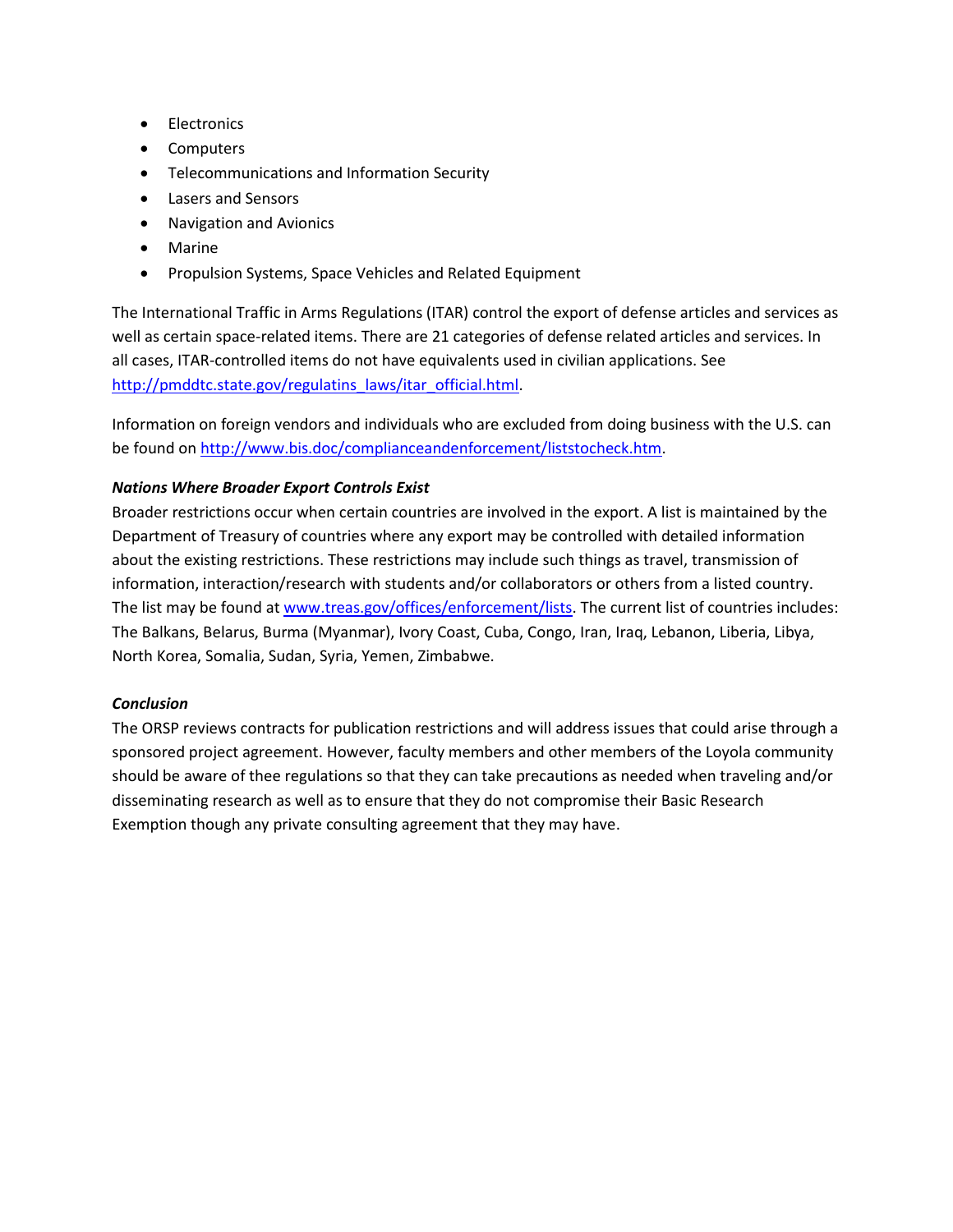- Electronics
- Computers
- Telecommunications and Information Security
- Lasers and Sensors
- Navigation and Avionics
- Marine
- Propulsion Systems, Space Vehicles and Related Equipment

The International Traffic in Arms Regulations (ITAR) control the export of defense articles and services as well as certain space-related items. There are 21 categories of defense related articles and services. In all cases, ITAR-controlled items do not have equivalents used in civilian applications. See [http://pmddtc.state.gov/regulatins_laws/itar_official.html](http://pmddtc.state.gov/regulatins_laws/itar_official.html).

Information on foreign vendors and individuals who are excluded from doing business with the U.S. can be found on [http://www.bis.doc/complianceandenforcement/liststocheck.htm](http://www.bis.doc/complianceandenforcement/liststocheck.htm).

***Nations Where Broader Export Controls Exist***

Broader restrictions occur when certain countries are involved in the export. A list is maintained by the Department of Treasury of countries where any export may be controlled with detailed information about the existing restrictions. These restrictions may include such things as travel, transmission of information, interaction/research with students and/or collaborators or others from a listed country. The list may be found at [www.treas.gov/offices/enforcement/lists](www.treas.gov/offices/enforcement/lists). The current list of countries includes: The Balkans, Belarus, Burma (Myanmar), Ivory Coast, Cuba, Congo, Iran, Iraq, Lebanon, Liberia, Libya, North Korea, Somalia, Sudan, Syria, Yemen, Zimbabwe.

***Conclusion***

The ORSP reviews contracts for publication restrictions and will address issues that could arise through a sponsored project agreement. However, faculty members and other members of the Loyola community should be aware of thee regulations so that they can take precautions as needed when traveling and/or disseminating research as well as to ensure that they do not compromise their Basic Research Exemption though any private consulting agreement that they may have.